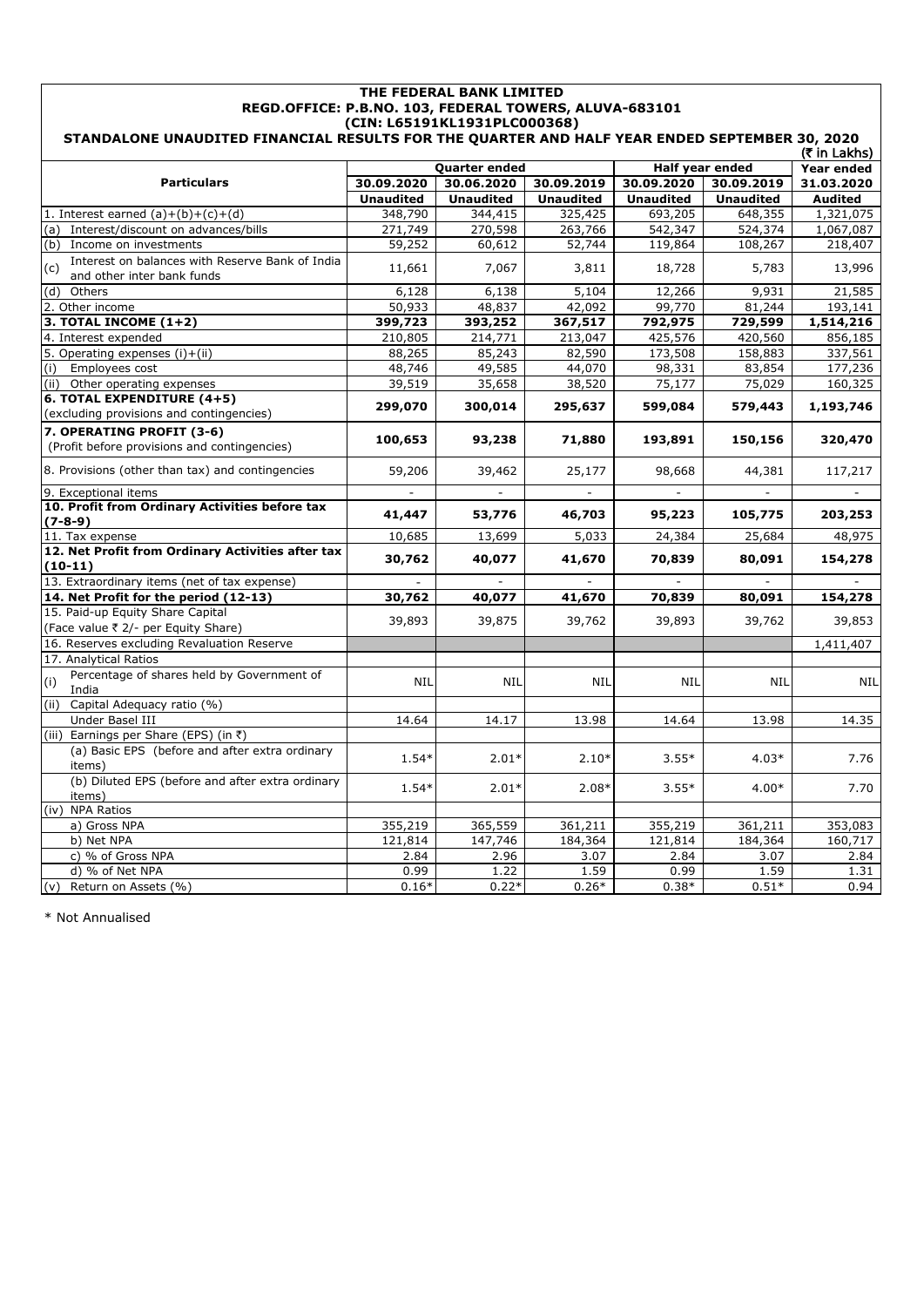# THE FEDERAL BANK LIMITED

## REGD.OFFICE: P.B.NO. 103, FEDERAL TOWERS, ALUVA-683101

## (CIN: L65191KL1931PLC000368)

## STANDALONE UNAUDITED FINANCIAL RESULTS FOR THE QUARTER AND HALF YEAR ENDED SEPTEMBER 30, 2020

(₹ in Lakhs)

| Particulars | Quarter ended | | | Half year ended | | Year ended |
|---|---|---|---|---|---|---|
| | 30.09.2020 | 30.06.2020 | 30.09.2019 | 30.09.2020 | 30.09.2019 | 31.03.2020 |
| | **Unaudited** | **Unaudited** | **Unaudited** | **Unaudited** | **Unaudited** | **Audited** |
| 1. Interest earned (a)+(b)+(c)+(d) | 348,790 | 344,415 | 325,425 | 693,205 | 648,355 | 1,321,075 |
| (a) Interest/discount on advances/bills | 271,749 | 270,598 | 263,766 | 542,347 | 524,374 | 1,067,087 |
| (b) Income on investments | 59,252 | 60,612 | 52,744 | 119,864 | 108,267 | 218,407 |
| (c) Interest on balances with Reserve Bank of India and other inter bank funds | 11,661 | 7,067 | 3,811 | 18,728 | 5,783 | 13,996 |
| (d) Others | 6,128 | 6,138 | 5,104 | 12,266 | 9,931 | 21,585 |
| 2. Other income | 50,933 | 48,837 | 42,092 | 99,770 | 81,244 | 193,141 |
| **3. TOTAL INCOME (1+2)** | **399,723** | **393,252** | **367,517** | **792,975** | **729,599** | **1,514,216** |
| 4. Interest expended | 210,805 | 214,771 | 213,047 | 425,576 | 420,560 | 856,185 |
| 5. Operating expenses (i)+(ii) | 88,265 | 85,243 | 82,590 | 173,508 | 158,883 | 337,561 |
| (i) Employees cost | 48,746 | 49,585 | 44,070 | 98,331 | 83,854 | 177,236 |
| (ii) Other operating expenses | 39,519 | 35,658 | 38,520 | 75,177 | 75,029 | 160,325 |
| **6. TOTAL EXPENDITURE (4+5)** (excluding provisions and contingencies) | **299,070** | **300,014** | **295,637** | **599,084** | **579,443** | **1,193,746** |
| **7. OPERATING PROFIT (3-6)** (Profit before provisions and contingencies) | **100,653** | **93,238** | **71,880** | **193,891** | **150,156** | **320,470** |
| 8. Provisions (other than tax) and contingencies | 59,206 | 39,462 | 25,177 | 98,668 | 44,381 | 117,217 |
| 9. Exceptional items | - | - | - | - | - | - |
| **10. Profit from Ordinary Activities before tax (7-8-9)** | **41,447** | **53,776** | **46,703** | **95,223** | **105,775** | **203,253** |
| 11. Tax expense | 10,685 | 13,699 | 5,033 | 24,384 | 25,684 | 48,975 |
| **12. Net Profit from Ordinary Activities after tax (10-11)** | **30,762** | **40,077** | **41,670** | **70,839** | **80,091** | **154,278** |
| 13. Extraordinary items (net of tax expense) | - | - | - | - | - | - |
| **14. Net Profit for the period (12-13)** | **30,762** | **40,077** | **41,670** | **70,839** | **80,091** | **154,278** |
| 15. Paid-up Equity Share Capital (Face value ₹ 2/- per Equity Share) | 39,893 | 39,875 | 39,762 | 39,893 | 39,762 | 39,853 |
| 16. Reserves excluding Revaluation Reserve | | | | | | 1,411,407 |
| 17. Analytical Ratios | | | | | | |
| (i) Percentage of shares held by Government of India | NIL | NIL | NIL | NIL | NIL | NIL |
| (ii) Capital Adequacy ratio (%) | | | | | | |
| Under Basel III | 14.64 | 14.17 | 13.98 | 14.64 | 13.98 | 14.35 |
| (iii) Earnings per Share (EPS) (in ₹) | | | | | | |
| (a) Basic EPS (before and after extra ordinary items) | 1.54* | 2.01* | 2.10* | 3.55* | 4.03* | 7.76 |
| (b) Diluted EPS (before and after extra ordinary items) | 1.54* | 2.01* | 2.08* | 3.55* | 4.00* | 7.70 |
| (iv) NPA Ratios | | | | | | |
| a) Gross NPA | 355,219 | 365,559 | 361,211 | 355,219 | 361,211 | 353,083 |
| b) Net NPA | 121,814 | 147,746 | 184,364 | 121,814 | 184,364 | 160,717 |
| c) % of Gross NPA | 2.84 | 2.96 | 3.07 | 2.84 | 3.07 | 2.84 |
| d) % of Net NPA | 0.99 | 1.22 | 1.59 | 0.99 | 1.59 | 1.31 |
| (v) Return on Assets (%) | 0.16* | 0.22* | 0.26* | 0.38* | 0.51* | 0.94 |

\* Not Annualised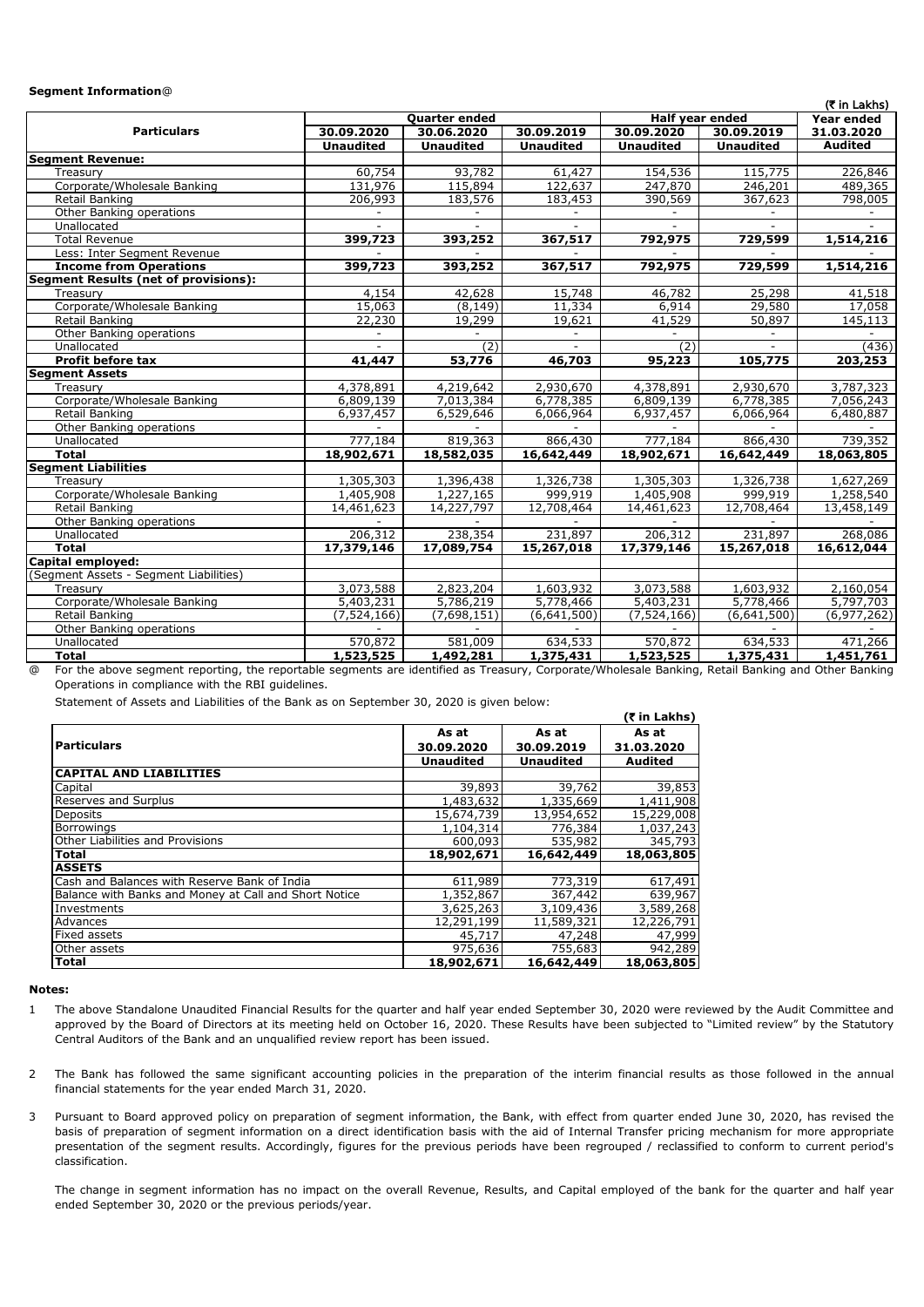**Segment Information@**

(₹ in Lakhs)

| Particulars | Quarter ended | | | Half year ended | | Year ended |
|---|---|---|---|---|---|---|
| | 30.09.2020 | 30.06.2020 | 30.09.2019 | 30.09.2020 | 30.09.2019 | 31.03.2020 |
| | Unaudited | Unaudited | Unaudited | Unaudited | Unaudited | Audited |
| **Segment Revenue:** | | | | | | |
| Treasury | 60,754 | 93,782 | 61,427 | 154,536 | 115,775 | 226,846 |
| Corporate/Wholesale Banking | 131,976 | 115,894 | 122,637 | 247,870 | 246,201 | 489,365 |
| Retail Banking | 206,993 | 183,576 | 183,453 | 390,569 | 367,623 | 798,005 |
| Other Banking operations | - | - | - | - | - | - |
| Unallocated | - | - | - | - | - | - |
| Total Revenue | **399,723** | **393,252** | **367,517** | **792,975** | **729,599** | **1,514,216** |
| Less: Inter Segment Revenue | - | - | - | - | - | - |
| **Income from Operations** | **399,723** | **393,252** | **367,517** | **792,975** | **729,599** | **1,514,216** |
| **Segment Results (net of provisions):** | | | | | | |
| Treasury | 4,154 | 42,628 | 15,748 | 46,782 | 25,298 | 41,518 |
| Corporate/Wholesale Banking | 15,063 | (8,149) | 11,334 | 6,914 | 29,580 | 17,058 |
| Retail Banking | 22,230 | 19,299 | 19,621 | 41,529 | 50,897 | 145,113 |
| Other Banking operations | - | - | - | - | - | - |
| Unallocated | - | (2) | - | (2) | - | (436) |
| **Profit before tax** | **41,447** | **53,776** | **46,703** | **95,223** | **105,775** | **203,253** |
| **Segment Assets** | | | | | | |
| Treasury | 4,378,891 | 4,219,642 | 2,930,670 | 4,378,891 | 2,930,670 | 3,787,323 |
| Corporate/Wholesale Banking | 6,809,139 | 7,013,384 | 6,778,385 | 6,809,139 | 6,778,385 | 7,056,243 |
| Retail Banking | 6,937,457 | 6,529,646 | 6,066,964 | 6,937,457 | 6,066,964 | 6,480,887 |
| Other Banking operations | - | - | - | - | - | - |
| Unallocated | 777,184 | 819,363 | 866,430 | 777,184 | 866,430 | 739,352 |
| **Total** | **18,902,671** | **18,582,035** | **16,642,449** | **18,902,671** | **16,642,449** | **18,063,805** |
| **Segment Liabilities** | | | | | | |
| Treasury | 1,305,303 | 1,396,438 | 1,326,738 | 1,305,303 | 1,326,738 | 1,627,269 |
| Corporate/Wholesale Banking | 1,405,908 | 1,227,165 | 999,919 | 1,405,908 | 999,919 | 1,258,540 |
| Retail Banking | 14,461,623 | 14,227,797 | 12,708,464 | 14,461,623 | 12,708,464 | 13,458,149 |
| Other Banking operations | - | - | - | - | - | - |
| Unallocated | 206,312 | 238,354 | 231,897 | 206,312 | 231,897 | 268,086 |
| **Total** | **17,379,146** | **17,089,754** | **15,267,018** | **17,379,146** | **15,267,018** | **16,612,044** |
| **Capital employed:** | | | | | | |
| (Segment Assets - Segment Liabilities) | | | | | | |
| Treasury | 3,073,588 | 2,823,204 | 1,603,932 | 3,073,588 | 1,603,932 | 2,160,054 |
| Corporate/Wholesale Banking | 5,403,231 | 5,786,219 | 5,778,466 | 5,403,231 | 5,778,466 | 5,797,703 |
| Retail Banking | (7,524,166) | (7,698,151) | (6,641,500) | (7,524,166) | (6,641,500) | (6,977,262) |
| Other Banking operations | - | - | - | - | - | - |
| Unallocated | 570,872 | 581,009 | 634,533 | 570,872 | 634,533 | 471,266 |
| **Total** | **1,523,525** | **1,492,281** | **1,375,431** | **1,523,525** | **1,375,431** | **1,451,761** |

@ For the above segment reporting, the reportable segments are identified as Treasury, Corporate/Wholesale Banking, Retail Banking and Other Banking Operations in compliance with the RBI guidelines.

Statement of Assets and Liabilities of the Bank as on September 30, 2020 is given below:

(₹ in Lakhs)

| Particulars | As at 30.09.2020 | As at 30.09.2019 | As at 31.03.2020 |
|---|---|---|---|
| | Unaudited | Unaudited | Audited |
| **CAPITAL AND LIABILITIES** | | | |
| Capital | 39,893 | 39,762 | 39,853 |
| Reserves and Surplus | 1,483,632 | 1,335,669 | 1,411,908 |
| Deposits | 15,674,739 | 13,954,652 | 15,229,008 |
| Borrowings | 1,104,314 | 776,384 | 1,037,243 |
| Other Liabilities and Provisions | 600,093 | 535,982 | 345,793 |
| **Total** | **18,902,671** | **16,642,449** | **18,063,805** |
| **ASSETS** | | | |
| Cash and Balances with Reserve Bank of India | 611,989 | 773,319 | 617,491 |
| Balance with Banks and Money at Call and Short Notice | 1,352,867 | 367,442 | 639,967 |
| Investments | 3,625,263 | 3,109,436 | 3,589,268 |
| Advances | 12,291,199 | 11,589,321 | 12,226,791 |
| Fixed assets | 45,717 | 47,248 | 47,999 |
| Other assets | 975,636 | 755,683 | 942,289 |
| **Total** | **18,902,671** | **16,642,449** | **18,063,805** |

**Notes:**

1. The above Standalone Unaudited Financial Results for the quarter and half year ended September 30, 2020 were reviewed by the Audit Committee and approved by the Board of Directors at its meeting held on October 16, 2020. These Results have been subjected to "Limited review" by the Statutory Central Auditors of the Bank and an unqualified review report has been issued.

2. The Bank has followed the same significant accounting policies in the preparation of the interim financial results as those followed in the annual financial statements for the year ended March 31, 2020.

3. Pursuant to Board approved policy on preparation of segment information, the Bank, with effect from quarter ended June 30, 2020, has revised the basis of preparation of segment information on a direct identification basis with the aid of Internal Transfer pricing mechanism for more appropriate presentation of the segment results. Accordingly, figures for the previous periods have been regrouped / reclassified to conform to current period's classification.

   The change in segment information has no impact on the overall Revenue, Results, and Capital employed of the bank for the quarter and half year ended September 30, 2020 or the previous periods/year.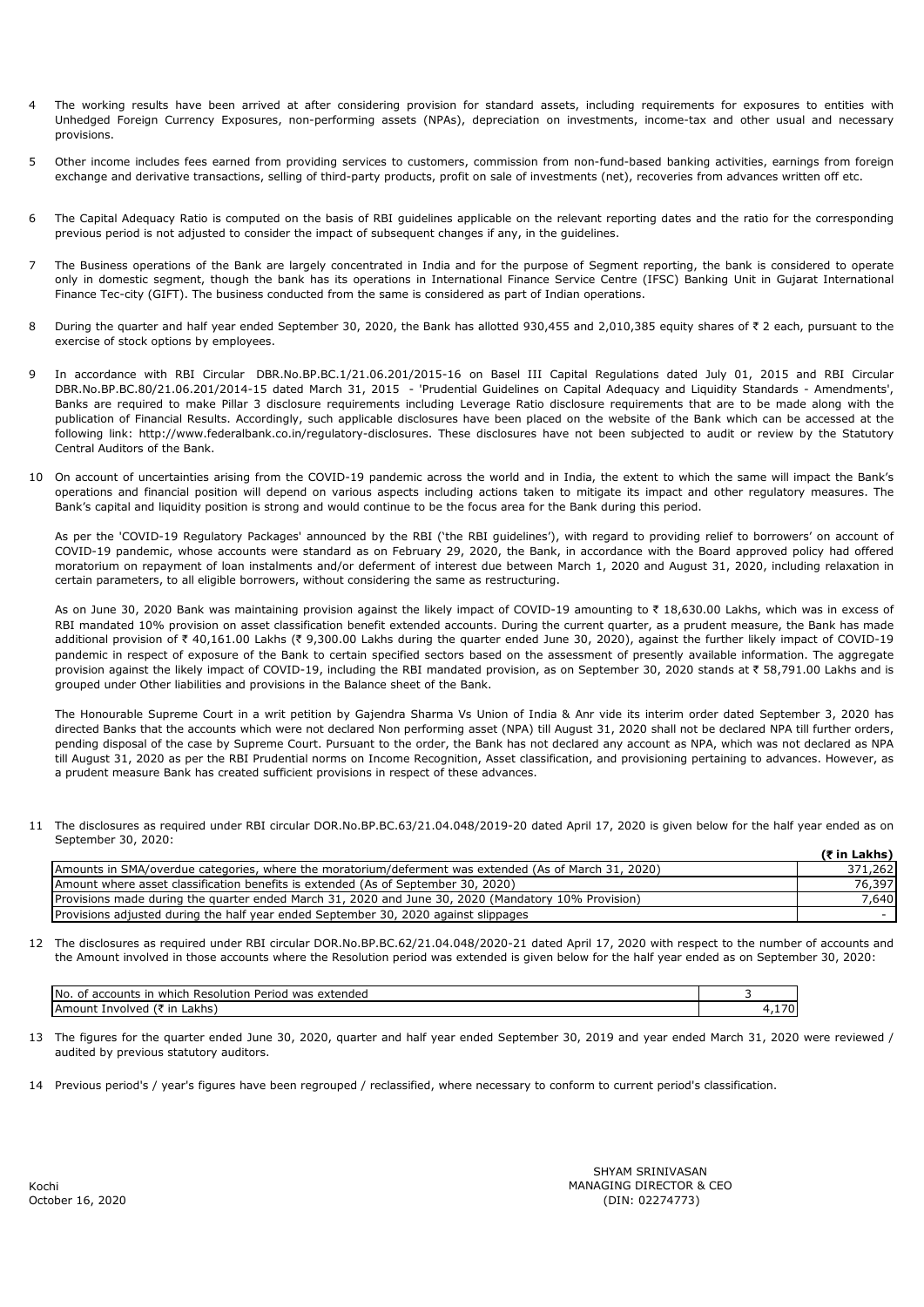4 The working results have been arrived at after considering provision for standard assets, including requirements for exposures to entities with Unhedged Foreign Currency Exposures, non-performing assets (NPAs), depreciation on investments, income-tax and other usual and necessary provisions.

5 Other income includes fees earned from providing services to customers, commission from non-fund-based banking activities, earnings from foreign exchange and derivative transactions, selling of third-party products, profit on sale of investments (net), recoveries from advances written off etc.

6 The Capital Adequacy Ratio is computed on the basis of RBI guidelines applicable on the relevant reporting dates and the ratio for the corresponding previous period is not adjusted to consider the impact of subsequent changes if any, in the guidelines.

7 The Business operations of the Bank are largely concentrated in India and for the purpose of Segment reporting, the bank is considered to operate only in domestic segment, though the bank has its operations in International Finance Service Centre (IFSC) Banking Unit in Gujarat International Finance Tec-city (GIFT). The business conducted from the same is considered as part of Indian operations.

8 During the quarter and half year ended September 30, 2020, the Bank has allotted 930,455 and 2,010,385 equity shares of ₹ 2 each, pursuant to the exercise of stock options by employees.

9 In accordance with RBI Circular DBR.No.BP.BC.1/21.06.201/2015-16 on Basel III Capital Regulations dated July 01, 2015 and RBI Circular DBR.No.BP.BC.80/21.06.201/2014-15 dated March 31, 2015 - 'Prudential Guidelines on Capital Adequacy and Liquidity Standards - Amendments', Banks are required to make Pillar 3 disclosure requirements including Leverage Ratio disclosure requirements that are to be made along with the publication of Financial Results. Accordingly, such applicable disclosures have been placed on the website of the Bank which can be accessed at the following link: http://www.federalbank.co.in/regulatory-disclosures. These disclosures have not been subjected to audit or review by the Statutory Central Auditors of the Bank.

10 On account of uncertainties arising from the COVID-19 pandemic across the world and in India, the extent to which the same will impact the Bank's operations and financial position will depend on various aspects including actions taken to mitigate its impact and other regulatory measures. The Bank's capital and liquidity position is strong and would continue to be the focus area for the Bank during this period.

As per the 'COVID-19 Regulatory Packages' announced by the RBI ('the RBI guidelines'), with regard to providing relief to borrowers' on account of COVID-19 pandemic, whose accounts were standard as on February 29, 2020, the Bank, in accordance with the Board approved policy had offered moratorium on repayment of loan instalments and/or deferment of interest due between March 1, 2020 and August 31, 2020, including relaxation in certain parameters, to all eligible borrowers, without considering the same as restructuring.

As on June 30, 2020 Bank was maintaining provision against the likely impact of COVID-19 amounting to ₹ 18,630.00 Lakhs, which was in excess of RBI mandated 10% provision on asset classification benefit extended accounts. During the current quarter, as a prudent measure, the Bank has made additional provision of ₹ 40,161.00 Lakhs (₹ 9,300.00 Lakhs during the quarter ended June 30, 2020), against the further likely impact of COVID-19 pandemic in respect of exposure of the Bank to certain specified sectors based on the assessment of presently available information. The aggregate provision against the likely impact of COVID-19, including the RBI mandated provision, as on September 30, 2020 stands at ₹ 58,791.00 Lakhs and is grouped under Other liabilities and provisions in the Balance sheet of the Bank.

The Honourable Supreme Court in a writ petition by Gajendra Sharma Vs Union of India & Anr vide its interim order dated September 3, 2020 has directed Banks that the accounts which were not declared Non performing asset (NPA) till August 31, 2020 shall not be declared NPA till further orders, pending disposal of the case by Supreme Court. Pursuant to the order, the Bank has not declared any account as NPA, which was not declared as NPA till August 31, 2020 as per the RBI Prudential norms on Income Recognition, Asset classification, and provisioning pertaining to advances. However, as a prudent measure Bank has created sufficient provisions in respect of these advances.

11 The disclosures as required under RBI circular DOR.No.BP.BC.63/21.04.048/2019-20 dated April 17, 2020 is given below for the half year ended as on September 30, 2020:

| | (₹ in Lakhs) |
|---|---|
| Amounts in SMA/overdue categories, where the moratorium/deferment was extended (As of March 31, 2020) | 371,262 |
| Amount where asset classification benefits is extended (As of September 30, 2020) | 76,397 |
| Provisions made during the quarter ended March 31, 2020 and June 30, 2020 (Mandatory 10% Provision) | 7,640 |
| Provisions adjusted during the half year ended September 30, 2020 against slippages | - |

12 The disclosures as required under RBI circular DOR.No.BP.BC.62/21.04.048/2020-21 dated April 17, 2020 with respect to the number of accounts and the Amount involved in those accounts where the Resolution period was extended is given below for the half year ended as on September 30, 2020:

| | |
|---|---|
| No. of accounts in which Resolution Period was extended | 3 |
| Amount Involved (₹ in Lakhs) | 4,170 |

13 The figures for the quarter ended June 30, 2020, quarter and half year ended September 30, 2019 and year ended March 31, 2020 were reviewed / audited by previous statutory auditors.

14 Previous period's / year's figures have been regrouped / reclassified, where necessary to conform to current period's classification.

Kochi
October 16, 2020

SHYAM SRINIVASAN
MANAGING DIRECTOR & CEO
(DIN: 02274773)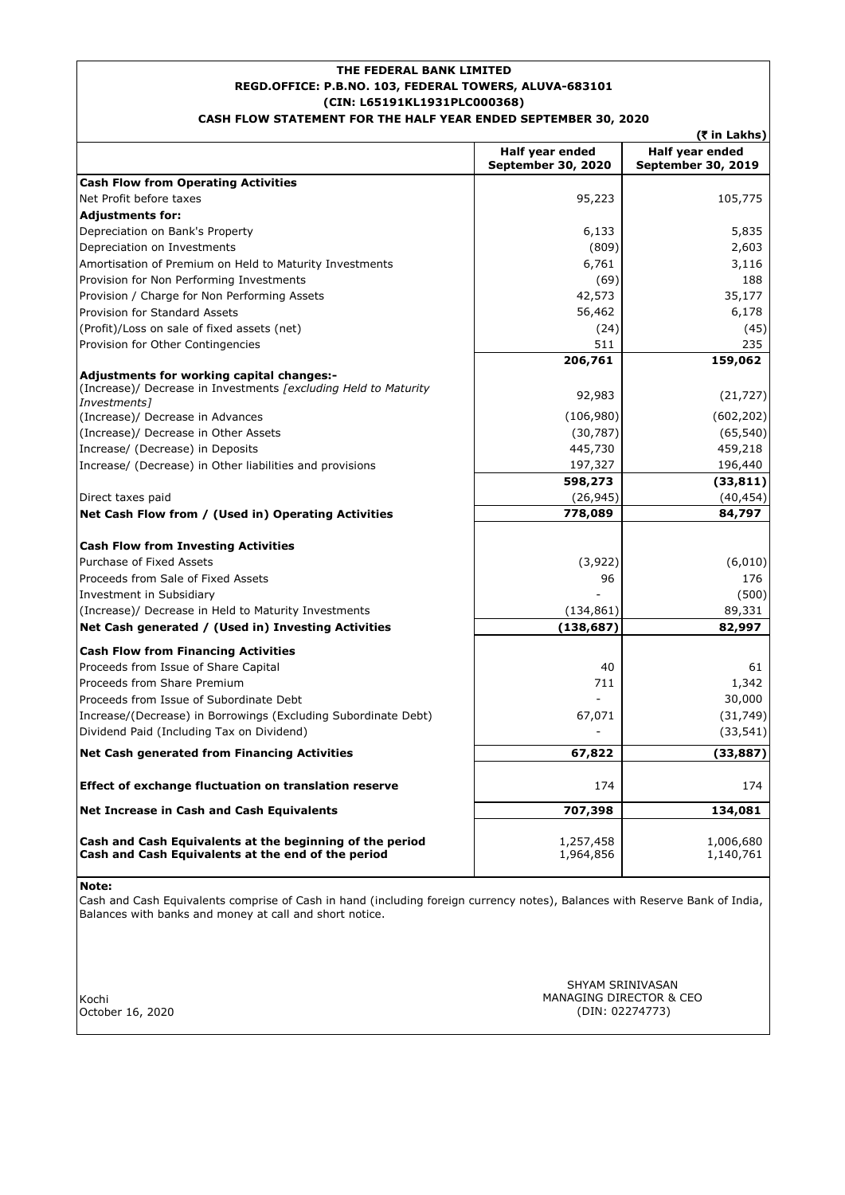# THE FEDERAL BANK LIMITED

**REGD.OFFICE: P.B.NO. 103, FEDERAL TOWERS, ALUVA-683101**

**(CIN: L65191KL1931PLC000368)**

**CASH FLOW STATEMENT FOR THE HALF YEAR ENDED SEPTEMBER 30, 2020**

**(₹ in Lakhs)**

| | Half year ended September 30, 2020 | Half year ended September 30, 2019 |
|---|---|---|
| **Cash Flow from Operating Activities** | | |
| Net Profit before taxes | 95,223 | 105,775 |
| **Adjustments for:** | | |
| Depreciation on Bank's Property | 6,133 | 5,835 |
| Depreciation on Investments | (809) | 2,603 |
| Amortisation of Premium on Held to Maturity Investments | 6,761 | 3,116 |
| Provision for Non Performing Investments | (69) | 188 |
| Provision / Charge for Non Performing Assets | 42,573 | 35,177 |
| Provision for Standard Assets | 56,462 | 6,178 |
| (Profit)/Loss on sale of fixed assets (net) | (24) | (45) |
| Provision for Other Contingencies | 511 | 235 |
| | **206,761** | **159,062** |
| **Adjustments for working capital changes:-** | | |
| (Increase)/ Decrease in Investments *[excluding Held to Maturity Investments]* | 92,983 | (21,727) |
| (Increase)/ Decrease in Advances | (106,980) | (602,202) |
| (Increase)/ Decrease in Other Assets | (30,787) | (65,540) |
| Increase/ (Decrease) in Deposits | 445,730 | 459,218 |
| Increase/ (Decrease) in Other liabilities and provisions | 197,327 | 196,440 |
| | **598,273** | **(33,811)** |
| Direct taxes paid | (26,945) | (40,454) |
| **Net Cash Flow from / (Used in) Operating Activities** | **778,089** | **84,797** |
| **Cash Flow from Investing Activities** | | |
| Purchase of Fixed Assets | (3,922) | (6,010) |
| Proceeds from Sale of Fixed Assets | 96 | 176 |
| Investment in Subsidiary | - | (500) |
| (Increase)/ Decrease in Held to Maturity Investments | (134,861) | 89,331 |
| **Net Cash generated / (Used in) Investing Activities** | **(138,687)** | **82,997** |
| **Cash Flow from Financing Activities** | | |
| Proceeds from Issue of Share Capital | 40 | 61 |
| Proceeds from Share Premium | 711 | 1,342 |
| Proceeds from Issue of Subordinate Debt | - | 30,000 |
| Increase/(Decrease) in Borrowings (Excluding Subordinate Debt) | 67,071 | (31,749) |
| Dividend Paid (Including Tax on Dividend) | - | (33,541) |
| **Net Cash generated from Financing Activities** | **67,822** | **(33,887)** |
| **Effect of exchange fluctuation on translation reserve** | 174 | 174 |
| **Net Increase in Cash and Cash Equivalents** | **707,398** | **134,081** |
| **Cash and Cash Equivalents at the beginning of the period** | 1,257,458 | 1,006,680 |
| **Cash and Cash Equivalents at the end of the period** | 1,964,856 | 1,140,761 |

**Note:**

Cash and Cash Equivalents comprise of Cash in hand (including foreign currency notes), Balances with Reserve Bank of India, Balances with banks and money at call and short notice.

Kochi
October 16, 2020

SHYAM SRINIVASAN
MANAGING DIRECTOR & CEO
(DIN: 02274773)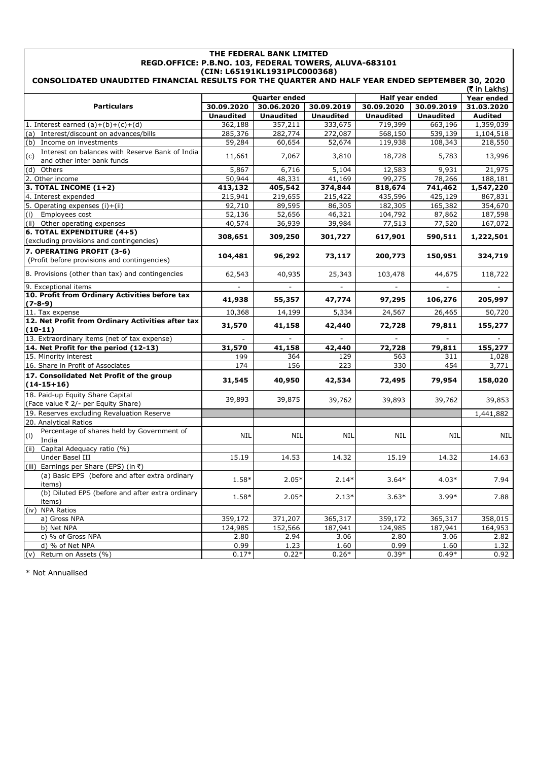# THE FEDERAL BANK LIMITED

**REGD.OFFICE: P.B.NO. 103, FEDERAL TOWERS, ALUVA-683101**

**(CIN: L65191KL1931PLC000368)**

**CONSOLIDATED UNAUDITED FINANCIAL RESULTS FOR THE QUARTER AND HALF YEAR ENDED SEPTEMBER 30, 2020**

(₹ in Lakhs)

| Particulars | Quarter ended | | | Half year ended | | Year ended |
|---|---|---|---|---|---|---|
| | 30.09.2020 | 30.06.2020 | 30.09.2019 | 30.09.2020 | 30.09.2019 | 31.03.2020 |
| | Unaudited | Unaudited | Unaudited | Unaudited | Unaudited | Audited |
| 1. Interest earned (a)+(b)+(c)+(d) | 362,188 | 357,211 | 333,675 | 719,399 | 663,196 | 1,359,039 |
| (a) Interest/discount on advances/bills | 285,376 | 282,774 | 272,087 | 568,150 | 539,139 | 1,104,518 |
| (b) Income on investments | 59,284 | 60,654 | 52,674 | 119,938 | 108,343 | 218,550 |
| (c) Interest on balances with Reserve Bank of India and other inter bank funds | 11,661 | 7,067 | 3,810 | 18,728 | 5,783 | 13,996 |
| (d) Others | 5,867 | 6,716 | 5,104 | 12,583 | 9,931 | 21,975 |
| 2. Other income | 50,944 | 48,331 | 41,169 | 99,275 | 78,266 | 188,181 |
| **3. TOTAL INCOME (1+2)** | **413,132** | **405,542** | **374,844** | **818,674** | **741,462** | **1,547,220** |
| 4. Interest expended | 215,941 | 219,655 | 215,422 | 435,596 | 425,129 | 867,831 |
| 5. Operating expenses (i)+(ii) | 92,710 | 89,595 | 86,305 | 182,305 | 165,382 | 354,670 |
| (i) Employees cost | 52,136 | 52,656 | 46,321 | 104,792 | 87,862 | 187,598 |
| (ii) Other operating expenses | 40,574 | 36,939 | 39,984 | 77,513 | 77,520 | 167,072 |
| **6. TOTAL EXPENDITURE (4+5)** (excluding provisions and contingencies) | **308,651** | **309,250** | **301,727** | **617,901** | **590,511** | **1,222,501** |
| **7. OPERATING PROFIT (3-6)** (Profit before provisions and contingencies) | **104,481** | **96,292** | **73,117** | **200,773** | **150,951** | **324,719** |
| 8. Provisions (other than tax) and contingencies | 62,543 | 40,935 | 25,343 | 103,478 | 44,675 | 118,722 |
| 9. Exceptional items | - | - | - | - | - | - |
| **10. Profit from Ordinary Activities before tax (7-8-9)** | **41,938** | **55,357** | **47,774** | **97,295** | **106,276** | **205,997** |
| 11. Tax expense | 10,368 | 14,199 | 5,334 | 24,567 | 26,465 | 50,720 |
| **12. Net Profit from Ordinary Activities after tax (10-11)** | **31,570** | **41,158** | **42,440** | **72,728** | **79,811** | **155,277** |
| 13. Extraordinary items (net of tax expense) | - | - | - | - | - | - |
| **14. Net Profit for the period (12-13)** | **31,570** | **41,158** | **42,440** | **72,728** | **79,811** | **155,277** |
| 15. Minority interest | 199 | 364 | 129 | 563 | 311 | 1,028 |
| 16. Share in Profit of Associates | 174 | 156 | 223 | 330 | 454 | 3,771 |
| **17. Consolidated Net Profit of the group (14-15+16)** | **31,545** | **40,950** | **42,534** | **72,495** | **79,954** | **158,020** |
| 18. Paid-up Equity Share Capital (Face value ₹ 2/- per Equity Share) | 39,893 | 39,875 | 39,762 | 39,893 | 39,762 | 39,853 |
| 19. Reserves excluding Revaluation Reserve | | | | | | 1,441,882 |
| 20. Analytical Ratios | | | | | | |
| (i) Percentage of shares held by Government of India | NIL | NIL | NIL | NIL | NIL | NIL |
| (ii) Capital Adequacy ratio (%) | | | | | | |
| Under Basel III | 15.19 | 14.53 | 14.32 | 15.19 | 14.32 | 14.63 |
| (iii) Earnings per Share (EPS) (in ₹) | | | | | | |
| (a) Basic EPS (before and after extra ordinary items) | 1.58* | 2.05* | 2.14* | 3.64* | 4.03* | 7.94 |
| (b) Diluted EPS (before and after extra ordinary items) | 1.58* | 2.05* | 2.13* | 3.63* | 3.99* | 7.88 |
| (iv) NPA Ratios | | | | | | |
| a) Gross NPA | 359,172 | 371,207 | 365,317 | 359,172 | 365,317 | 358,015 |
| b) Net NPA | 124,985 | 152,566 | 187,941 | 124,985 | 187,941 | 164,953 |
| c) % of Gross NPA | 2.80 | 2.94 | 3.06 | 2.80 | 3.06 | 2.82 |
| d) % of Net NPA | 0.99 | 1.23 | 1.60 | 0.99 | 1.60 | 1.32 |
| (v) Return on Assets (%) | 0.17* | 0.22* | 0.26* | 0.39* | 0.49* | 0.92 |

* Not Annualised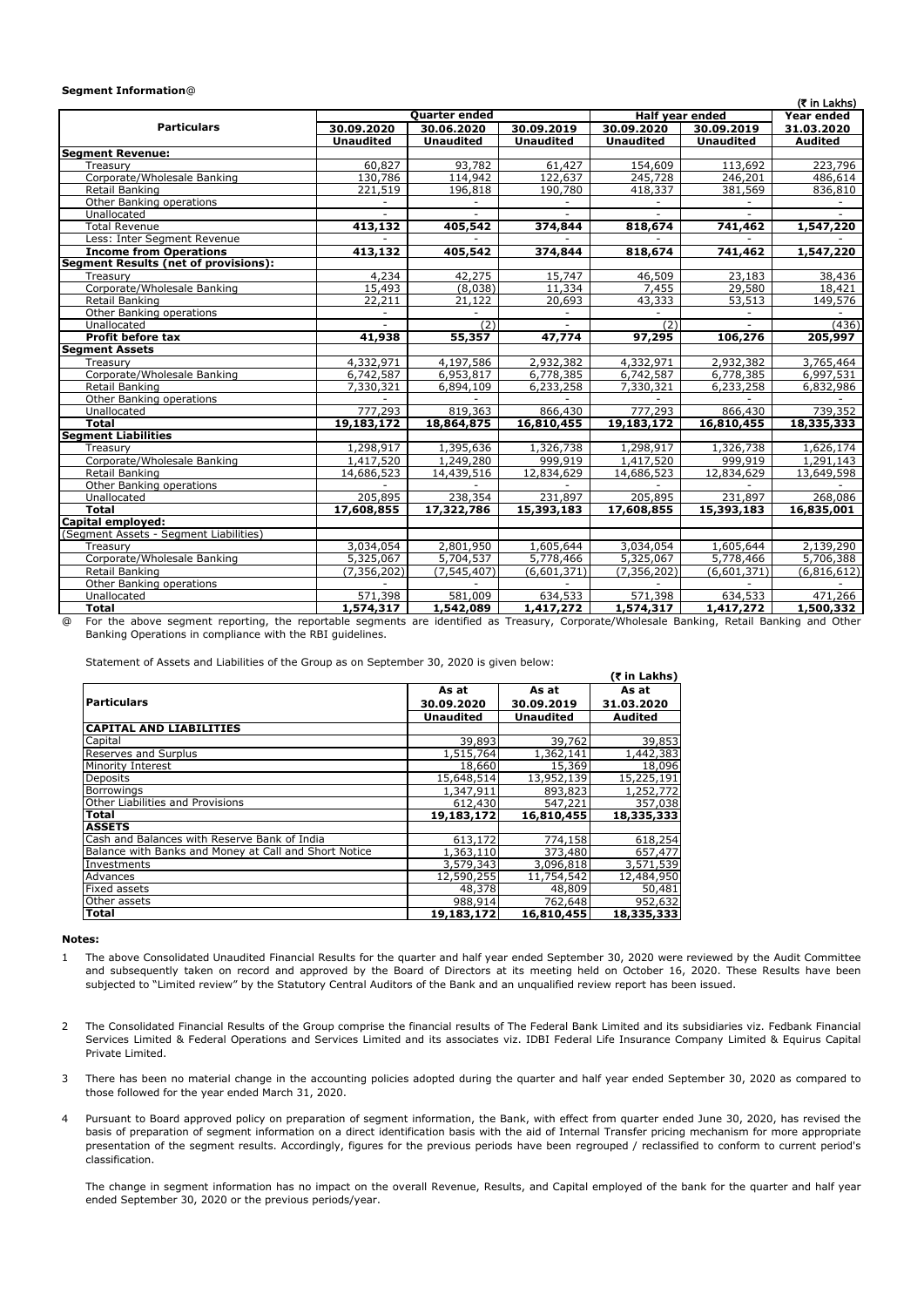**Segment Information@**

(₹ in Lakhs)

| Particulars | Quarter ended | | | Half year ended | | Year ended |
|---|---|---|---|---|---|---|
| | 30.09.2020 | 30.06.2020 | 30.09.2019 | 30.09.2020 | 30.09.2019 | 31.03.2020 |
| | Unaudited | Unaudited | Unaudited | Unaudited | Unaudited | Audited |
| **Segment Revenue:** | | | | | | |
| Treasury | 60,827 | 93,782 | 61,427 | 154,609 | 113,692 | 223,796 |
| Corporate/Wholesale Banking | 130,786 | 114,942 | 122,637 | 245,728 | 246,201 | 486,614 |
| Retail Banking | 221,519 | 196,818 | 190,780 | 418,337 | 381,569 | 836,810 |
| Other Banking operations | - | - | - | - | - | - |
| Unallocated | - | - | - | - | - | - |
| Total Revenue | **413,132** | **405,542** | **374,844** | **818,674** | **741,462** | **1,547,220** |
| Less: Inter Segment Revenue | - | - | - | - | - | - |
| **Income from Operations** | **413,132** | **405,542** | **374,844** | **818,674** | **741,462** | **1,547,220** |
| **Segment Results (net of provisions):** | | | | | | |
| Treasury | 4,234 | 42,275 | 15,747 | 46,509 | 23,183 | 38,436 |
| Corporate/Wholesale Banking | 15,493 | (8,038) | 11,334 | 7,455 | 29,580 | 18,421 |
| Retail Banking | 22,211 | 21,122 | 20,693 | 43,333 | 53,513 | 149,576 |
| Other Banking operations | - | - | - | - | - | - |
| Unallocated | - | (2) | - | (2) | - | (436) |
| **Profit before tax** | **41,938** | **55,357** | **47,774** | **97,295** | **106,276** | **205,997** |
| **Segment Assets** | | | | | | |
| Treasury | 4,332,971 | 4,197,586 | 2,932,382 | 4,332,971 | 2,932,382 | 3,765,464 |
| Corporate/Wholesale Banking | 6,742,587 | 6,953,817 | 6,778,385 | 6,742,587 | 6,778,385 | 6,997,531 |
| Retail Banking | 7,330,321 | 6,894,109 | 6,233,258 | 7,330,321 | 6,233,258 | 6,832,986 |
| Other Banking operations | - | - | - | - | - | - |
| Unallocated | 777,293 | 819,363 | 866,430 | 777,293 | 866,430 | 739,352 |
| **Total** | **19,183,172** | **18,864,875** | **16,810,455** | **19,183,172** | **16,810,455** | **18,335,333** |
| **Segment Liabilities** | | | | | | |
| Treasury | 1,298,917 | 1,395,636 | 1,326,738 | 1,298,917 | 1,326,738 | 1,626,174 |
| Corporate/Wholesale Banking | 1,417,520 | 1,249,280 | 999,919 | 1,417,520 | 999,919 | 1,291,143 |
| Retail Banking | 14,686,523 | 14,439,516 | 12,834,629 | 14,686,523 | 12,834,629 | 13,649,598 |
| Other Banking operations | - | - | - | - | - | - |
| Unallocated | 205,895 | 238,354 | 231,897 | 205,895 | 231,897 | 268,086 |
| **Total** | **17,608,855** | **17,322,786** | **15,393,183** | **17,608,855** | **15,393,183** | **16,835,001** |
| **Capital employed:** | | | | | | |
| (Segment Assets - Segment Liabilities) | | | | | | |
| Treasury | 3,034,054 | 2,801,950 | 1,605,644 | 3,034,054 | 1,605,644 | 2,139,290 |
| Corporate/Wholesale Banking | 5,325,067 | 5,704,537 | 5,778,466 | 5,325,067 | 5,778,466 | 5,706,388 |
| Retail Banking | (7,356,202) | (7,545,407) | (6,601,371) | (7,356,202) | (6,601,371) | (6,816,612) |
| Other Banking operations | - | - | - | - | - | - |
| Unallocated | 571,398 | 581,009 | 634,533 | 571,398 | 634,533 | 471,266 |
| **Total** | **1,574,317** | **1,542,089** | **1,417,272** | **1,574,317** | **1,417,272** | **1,500,332** |

@ For the above segment reporting, the reportable segments are identified as Treasury, Corporate/Wholesale Banking, Retail Banking and Other Banking Operations in compliance with the RBI guidelines.

Statement of Assets and Liabilities of the Group as on September 30, 2020 is given below:

(₹ in Lakhs)

| Particulars | As at 30.09.2020 | As at 30.09.2019 | As at 31.03.2020 |
|---|---|---|---|
| | Unaudited | Unaudited | Audited |
| **CAPITAL AND LIABILITIES** | | | |
| Capital | 39,893 | 39,762 | 39,853 |
| Reserves and Surplus | 1,515,764 | 1,362,141 | 1,442,383 |
| Minority Interest | 18,660 | 15,369 | 18,096 |
| Deposits | 15,648,514 | 13,952,139 | 15,225,191 |
| Borrowings | 1,347,911 | 893,823 | 1,252,772 |
| Other Liabilities and Provisions | 612,430 | 547,221 | 357,038 |
| **Total** | **19,183,172** | **16,810,455** | **18,335,333** |
| **ASSETS** | | | |
| Cash and Balances with Reserve Bank of India | 613,172 | 774,158 | 618,254 |
| Balance with Banks and Money at Call and Short Notice | 1,363,110 | 373,480 | 657,477 |
| Investments | 3,579,343 | 3,096,818 | 3,571,539 |
| Advances | 12,590,255 | 11,754,542 | 12,484,950 |
| Fixed assets | 48,378 | 48,809 | 50,481 |
| Other assets | 988,914 | 762,648 | 952,632 |
| **Total** | **19,183,172** | **16,810,455** | **18,335,333** |

**Notes:**

1. The above Consolidated Unaudited Financial Results for the quarter and half year ended September 30, 2020 were reviewed by the Audit Committee and subsequently taken on record and approved by the Board of Directors at its meeting held on October 16, 2020. These Results have been subjected to "Limited review" by the Statutory Central Auditors of the Bank and an unqualified review report has been issued.

2. The Consolidated Financial Results of the Group comprise the financial results of The Federal Bank Limited and its subsidiaries viz. Fedbank Financial Services Limited & Federal Operations and Services Limited and its associates viz. IDBI Federal Life Insurance Company Limited & Equirus Capital Private Limited.

3. There has been no material change in the accounting policies adopted during the quarter and half year ended September 30, 2020 as compared to those followed for the year ended March 31, 2020.

4. Pursuant to Board approved policy on preparation of segment information, the Bank, with effect from quarter ended June 30, 2020, has revised the basis of preparation of segment information on a direct identification basis with the aid of Internal Transfer pricing mechanism for more appropriate presentation of the segment results. Accordingly, figures for the previous periods have been regrouped / reclassified to conform to current period's classification.

   The change in segment information has no impact on the overall Revenue, Results, and Capital employed of the bank for the quarter and half year ended September 30, 2020 or the previous periods/year.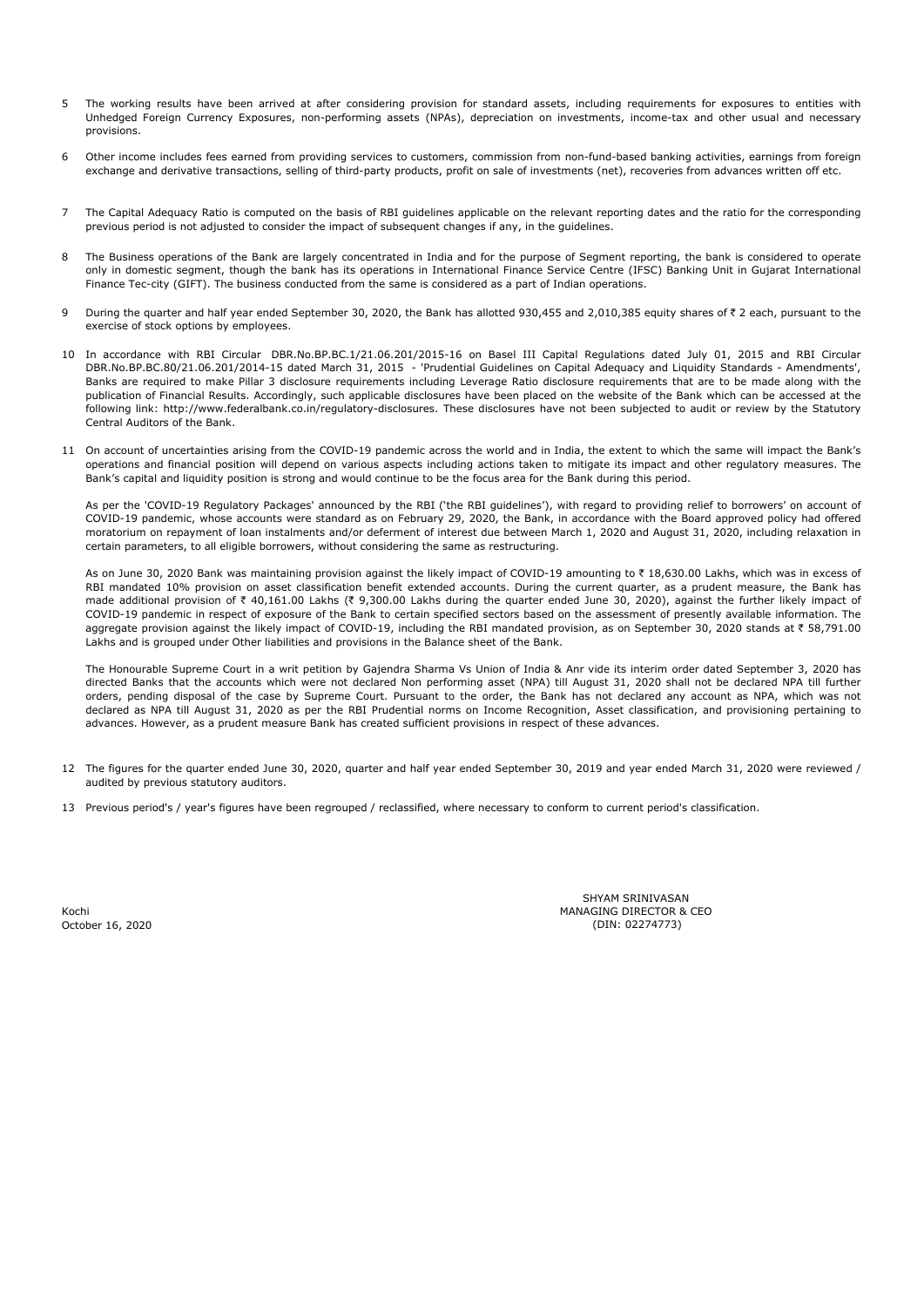5 The working results have been arrived at after considering provision for standard assets, including requirements for exposures to entities with Unhedged Foreign Currency Exposures, non-performing assets (NPAs), depreciation on investments, income-tax and other usual and necessary provisions.

6 Other income includes fees earned from providing services to customers, commission from non-fund-based banking activities, earnings from foreign exchange and derivative transactions, selling of third-party products, profit on sale of investments (net), recoveries from advances written off etc.

7 The Capital Adequacy Ratio is computed on the basis of RBI guidelines applicable on the relevant reporting dates and the ratio for the corresponding previous period is not adjusted to consider the impact of subsequent changes if any, in the guidelines.

8 The Business operations of the Bank are largely concentrated in India and for the purpose of Segment reporting, the bank is considered to operate only in domestic segment, though the bank has its operations in International Finance Service Centre (IFSC) Banking Unit in Gujarat International Finance Tec-city (GIFT). The business conducted from the same is considered as a part of Indian operations.

9 During the quarter and half year ended September 30, 2020, the Bank has allotted 930,455 and 2,010,385 equity shares of ₹ 2 each, pursuant to the exercise of stock options by employees.

10 In accordance with RBI Circular DBR.No.BP.BC.1/21.06.201/2015-16 on Basel III Capital Regulations dated July 01, 2015 and RBI Circular DBR.No.BP.BC.80/21.06.201/2014-15 dated March 31, 2015 - 'Prudential Guidelines on Capital Adequacy and Liquidity Standards - Amendments', Banks are required to make Pillar 3 disclosure requirements including Leverage Ratio disclosure requirements that are to be made along with the publication of Financial Results. Accordingly, such applicable disclosures have been placed on the website of the Bank which can be accessed at the following link: http://www.federalbank.co.in/regulatory-disclosures. These disclosures have not been subjected to audit or review by the Statutory Central Auditors of the Bank.

11 On account of uncertainties arising from the COVID-19 pandemic across the world and in India, the extent to which the same will impact the Bank's operations and financial position will depend on various aspects including actions taken to mitigate its impact and other regulatory measures. The Bank's capital and liquidity position is strong and would continue to be the focus area for the Bank during this period.

As per the 'COVID-19 Regulatory Packages' announced by the RBI ('the RBI guidelines'), with regard to providing relief to borrowers' on account of COVID-19 pandemic, whose accounts were standard as on February 29, 2020, the Bank, in accordance with the Board approved policy had offered moratorium on repayment of loan instalments and/or deferment of interest due between March 1, 2020 and August 31, 2020, including relaxation in certain parameters, to all eligible borrowers, without considering the same as restructuring.

As on June 30, 2020 Bank was maintaining provision against the likely impact of COVID-19 amounting to ₹ 18,630.00 Lakhs, which was in excess of RBI mandated 10% provision on asset classification benefit extended accounts. During the current quarter, as a prudent measure, the Bank has made additional provision of ₹ 40,161.00 Lakhs (₹ 9,300.00 Lakhs during the quarter ended June 30, 2020), against the further likely impact of COVID-19 pandemic in respect of exposure of the Bank to certain specified sectors based on the assessment of presently available information. The aggregate provision against the likely impact of COVID-19, including the RBI mandated provision, as on September 30, 2020 stands at ₹ 58,791.00 Lakhs and is grouped under Other liabilities and provisions in the Balance sheet of the Bank.

The Honourable Supreme Court in a writ petition by Gajendra Sharma Vs Union of India & Anr vide its interim order dated September 3, 2020 has directed Banks that the accounts which were not declared Non performing asset (NPA) till August 31, 2020 shall not be declared NPA till further orders, pending disposal of the case by Supreme Court. Pursuant to the order, the Bank has not declared any account as NPA, which was not declared as NPA till August 31, 2020 as per the RBI Prudential norms on Income Recognition, Asset classification, and provisioning pertaining to advances. However, as a prudent measure Bank has created sufficient provisions in respect of these advances.

12 The figures for the quarter ended June 30, 2020, quarter and half year ended September 30, 2019 and year ended March 31, 2020 were reviewed / audited by previous statutory auditors.

13 Previous period's / year's figures have been regrouped / reclassified, where necessary to conform to current period's classification.

Kochi
October 16, 2020

SHYAM SRINIVASAN
MANAGING DIRECTOR & CEO
(DIN: 02274773)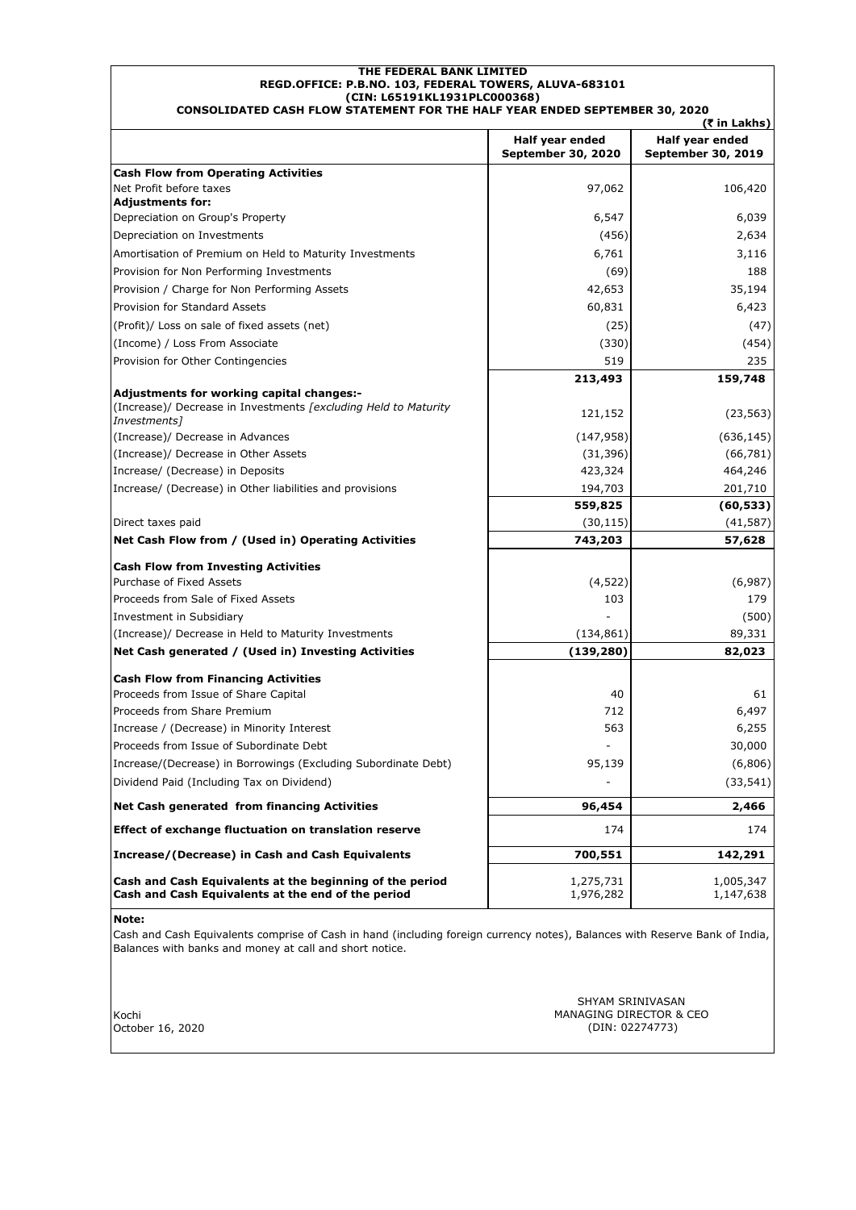# THE FEDERAL BANK LIMITED

**REGD.OFFICE: P.B.NO. 103, FEDERAL TOWERS, ALUVA-683101**

**(CIN: L65191KL1931PLC000368)**

## CONSOLIDATED CASH FLOW STATEMENT FOR THE HALF YEAR ENDED SEPTEMBER 30, 2020

**(₹ in Lakhs)**

| | Half year ended September 30, 2020 | Half year ended September 30, 2019 |
|---|---|---|
| **Cash Flow from Operating Activities** | | |
| Net Profit before taxes | 97,062 | 106,420 |
| **Adjustments for:** | | |
| Depreciation on Group's Property | 6,547 | 6,039 |
| Depreciation on Investments | (456) | 2,634 |
| Amortisation of Premium on Held to Maturity Investments | 6,761 | 3,116 |
| Provision for Non Performing Investments | (69) | 188 |
| Provision / Charge for Non Performing Assets | 42,653 | 35,194 |
| Provision for Standard Assets | 60,831 | 6,423 |
| (Profit)/ Loss on sale of fixed assets (net) | (25) | (47) |
| (Income) / Loss From Associate | (330) | (454) |
| Provision for Other Contingencies | 519 | 235 |
| | **213,493** | **159,748** |
| **Adjustments for working capital changes:-** | | |
| (Increase)/ Decrease in Investments *[excluding Held to Maturity Investments]* | 121,152 | (23,563) |
| (Increase)/ Decrease in Advances | (147,958) | (636,145) |
| (Increase)/ Decrease in Other Assets | (31,396) | (66,781) |
| Increase/ (Decrease) in Deposits | 423,324 | 464,246 |
| Increase/ (Decrease) in Other liabilities and provisions | 194,703 | 201,710 |
| | **559,825** | **(60,533)** |
| Direct taxes paid | (30,115) | (41,587) |
| **Net Cash Flow from / (Used in) Operating Activities** | **743,203** | **57,628** |
| **Cash Flow from Investing Activities** | | |
| Purchase of Fixed Assets | (4,522) | (6,987) |
| Proceeds from Sale of Fixed Assets | 103 | 179 |
| Investment in Subsidiary | - | (500) |
| (Increase)/ Decrease in Held to Maturity Investments | (134,861) | 89,331 |
| **Net Cash generated / (Used in) Investing Activities** | **(139,280)** | **82,023** |
| **Cash Flow from Financing Activities** | | |
| Proceeds from Issue of Share Capital | 40 | 61 |
| Proceeds from Share Premium | 712 | 6,497 |
| Increase / (Decrease) in Minority Interest | 563 | 6,255 |
| Proceeds from Issue of Subordinate Debt | - | 30,000 |
| Increase/(Decrease) in Borrowings (Excluding Subordinate Debt) | 95,139 | (6,806) |
| Dividend Paid (Including Tax on Dividend) | - | (33,541) |
| **Net Cash generated from financing Activities** | **96,454** | **2,466** |
| **Effect of exchange fluctuation on translation reserve** | 174 | 174 |
| **Increase/(Decrease) in Cash and Cash Equivalents** | **700,551** | **142,291** |
| **Cash and Cash Equivalents at the beginning of the period** | 1,275,731 | 1,005,347 |
| **Cash and Cash Equivalents at the end of the period** | 1,976,282 | 1,147,638 |

**Note:**

Cash and Cash Equivalents comprise of Cash in hand (including foreign currency notes), Balances with Reserve Bank of India, Balances with banks and money at call and short notice.

Kochi
October 16, 2020

SHYAM SRINIVASAN
MANAGING DIRECTOR & CEO
(DIN: 02274773)